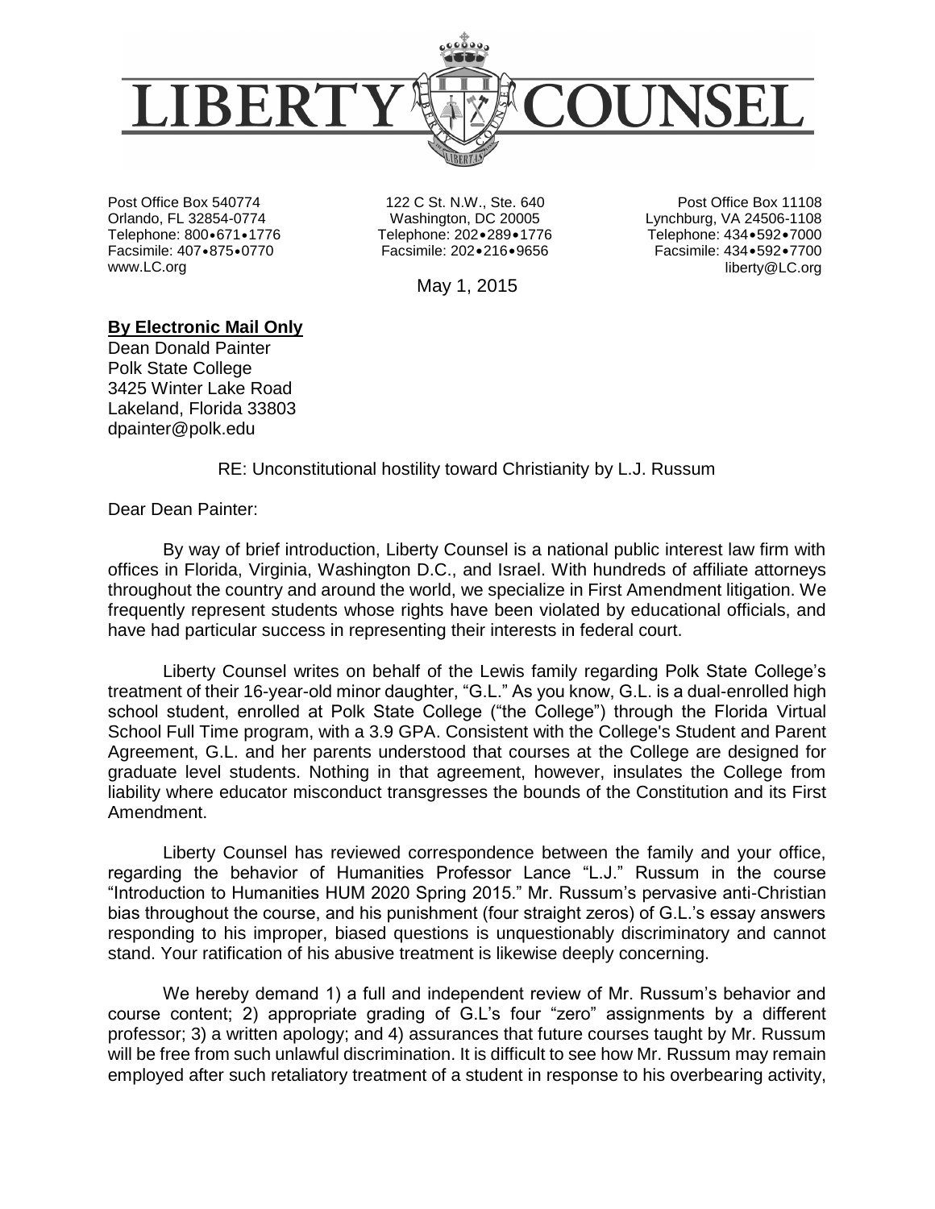# LIBERTY COUNSEL

Post Office Box 540774
Orlando, FL 32854-0774
Telephone: 800•671•1776
Facsimile: 407•875•0770
www.LC.org

122 C St. N.W., Ste. 640
Washington, DC 20005
Telephone: 202•289•1776
Facsimile: 202•216•9656

Post Office Box 11108
Lynchburg, VA 24506-1108
Telephone: 434•592•7000
Facsimile: 434•592•7700
liberty@LC.org

May 1, 2015

**By Electronic Mail Only**
Dean Donald Painter
Polk State College
3425 Winter Lake Road
Lakeland, Florida 33803
dpainter@polk.edu

RE: Unconstitutional hostility toward Christianity by L.J. Russum

Dear Dean Painter:

By way of brief introduction, Liberty Counsel is a national public interest law firm with offices in Florida, Virginia, Washington D.C., and Israel. With hundreds of affiliate attorneys throughout the country and around the world, we specialize in First Amendment litigation. We frequently represent students whose rights have been violated by educational officials, and have had particular success in representing their interests in federal court.

Liberty Counsel writes on behalf of the Lewis family regarding Polk State College's treatment of their 16-year-old minor daughter, "G.L." As you know, G.L. is a dual-enrolled high school student, enrolled at Polk State College ("the College") through the Florida Virtual School Full Time program, with a 3.9 GPA. Consistent with the College's Student and Parent Agreement, G.L. and her parents understood that courses at the College are designed for graduate level students. Nothing in that agreement, however, insulates the College from liability where educator misconduct transgresses the bounds of the Constitution and its First Amendment.

Liberty Counsel has reviewed correspondence between the family and your office, regarding the behavior of Humanities Professor Lance "L.J." Russum in the course "Introduction to Humanities HUM 2020 Spring 2015." Mr. Russum's pervasive anti-Christian bias throughout the course, and his punishment (four straight zeros) of G.L.'s essay answers responding to his improper, biased questions is unquestionably discriminatory and cannot stand. Your ratification of his abusive treatment is likewise deeply concerning.

We hereby demand 1) a full and independent review of Mr. Russum's behavior and course content; 2) appropriate grading of G.L's four "zero" assignments by a different professor; 3) a written apology; and 4) assurances that future courses taught by Mr. Russum will be free from such unlawful discrimination. It is difficult to see how Mr. Russum may remain employed after such retaliatory treatment of a student in response to his overbearing activity,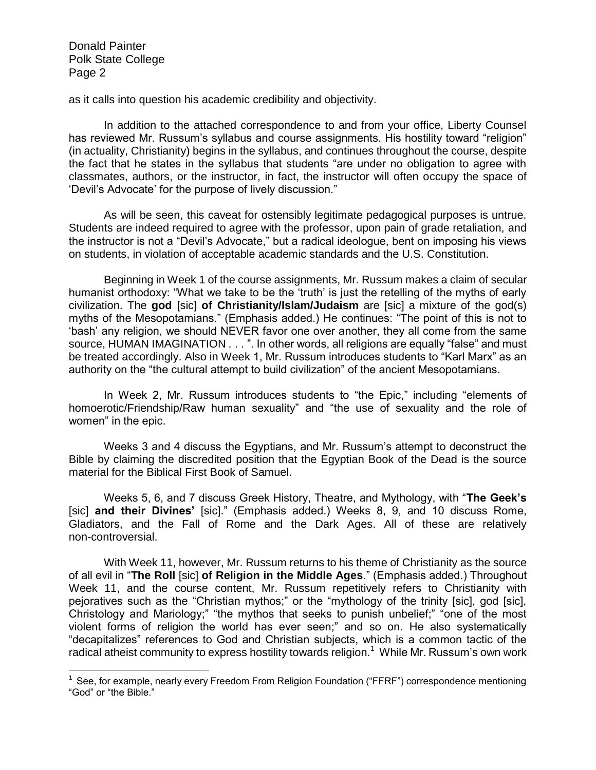as it calls into question his academic credibility and objectivity.

In addition to the attached correspondence to and from your office, Liberty Counsel has reviewed Mr. Russum's syllabus and course assignments. His hostility toward "religion" (in actuality, Christianity) begins in the syllabus, and continues throughout the course, despite the fact that he states in the syllabus that students "are under no obligation to agree with classmates, authors, or the instructor, in fact, the instructor will often occupy the space of 'Devil's Advocate' for the purpose of lively discussion."

As will be seen, this caveat for ostensibly legitimate pedagogical purposes is untrue. Students are indeed required to agree with the professor, upon pain of grade retaliation, and the instructor is not a "Devil's Advocate," but a radical ideologue, bent on imposing his views on students, in violation of acceptable academic standards and the U.S. Constitution.

Beginning in Week 1 of the course assignments, Mr. Russum makes a claim of secular humanist orthodoxy: "What we take to be the 'truth' is just the retelling of the myths of early civilization. The **god** [sic] **of Christianity/Islam/Judaism** are [sic] a mixture of the god(s) myths of the Mesopotamians." (Emphasis added.) He continues: "The point of this is not to 'bash' any religion, we should NEVER favor one over another, they all come from the same source, HUMAN IMAGINATION . . . ". In other words, all religions are equally "false" and must be treated accordingly. Also in Week 1, Mr. Russum introduces students to "Karl Marx" as an authority on the "the cultural attempt to build civilization" of the ancient Mesopotamians.

In Week 2, Mr. Russum introduces students to "the Epic," including "elements of homoerotic/Friendship/Raw human sexuality" and "the use of sexuality and the role of women" in the epic.

Weeks 3 and 4 discuss the Egyptians, and Mr. Russum's attempt to deconstruct the Bible by claiming the discredited position that the Egyptian Book of the Dead is the source material for the Biblical First Book of Samuel.

Weeks 5, 6, and 7 discuss Greek History, Theatre, and Mythology, with "**The Geek's** [sic] **and their Divines'** [sic]." (Emphasis added.) Weeks 8, 9, and 10 discuss Rome, Gladiators, and the Fall of Rome and the Dark Ages. All of these are relatively non-controversial.

With Week 11, however, Mr. Russum returns to his theme of Christianity as the source of all evil in "**The Roll** [sic] **of Religion in the Middle Ages**." (Emphasis added.) Throughout Week 11, and the course content, Mr. Russum repetitively refers to Christianity with pejoratives such as the "Christian mythos;" or the "mythology of the trinity [sic], god [sic], Christology and Mariology;" "the mythos that seeks to punish unbelief;" "one of the most violent forms of religion the world has ever seen;" and so on. He also systematically "decapitalizes" references to God and Christian subjects, which is a common tactic of the radical atheist community to express hostility towards religion.[1] While Mr. Russum's own work

---

[1] See, for example, nearly every Freedom From Religion Foundation ("FFRF") correspondence mentioning "God" or "the Bible."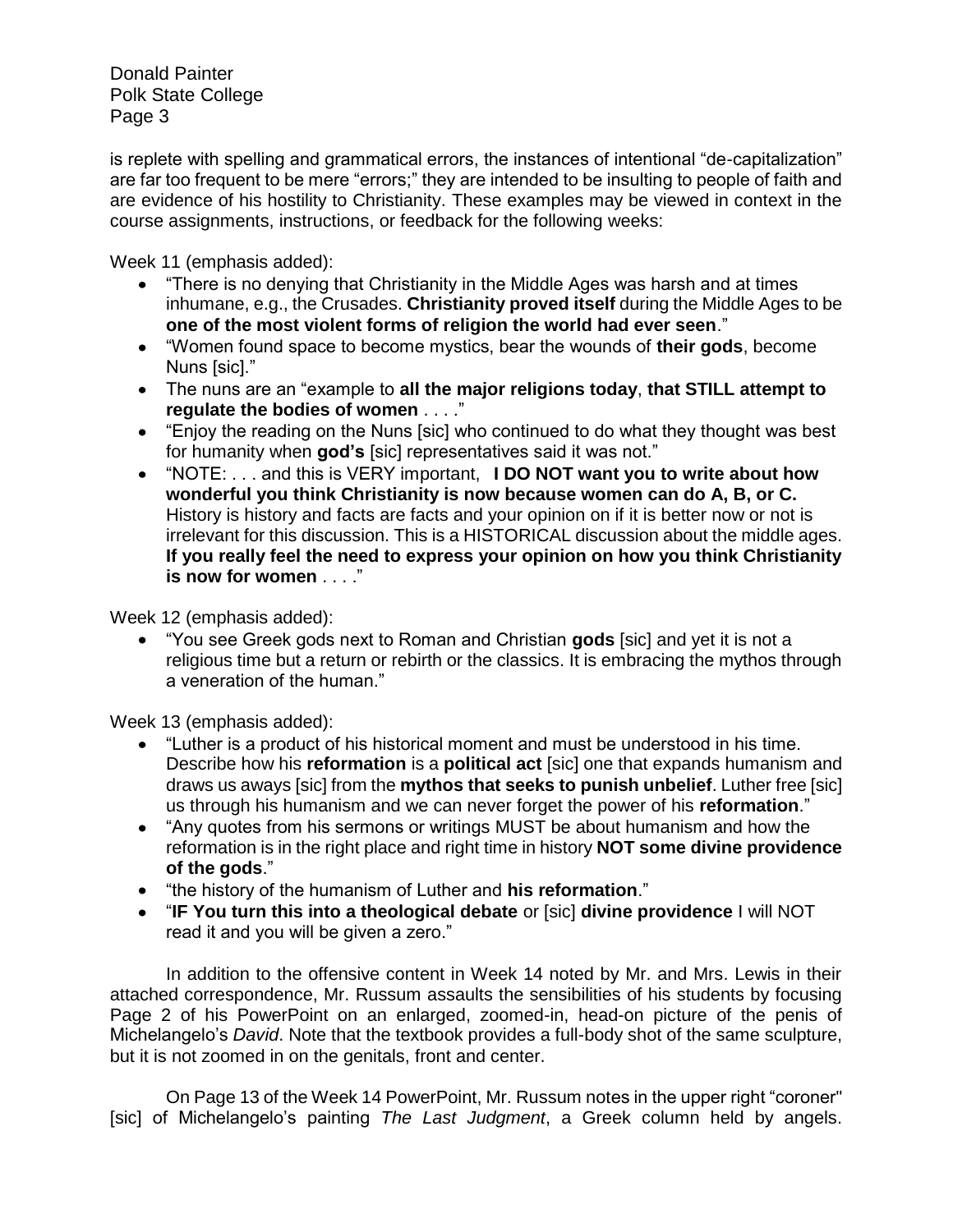is replete with spelling and grammatical errors, the instances of intentional "de-capitalization" are far too frequent to be mere "errors;" they are intended to be insulting to people of faith and are evidence of his hostility to Christianity. These examples may be viewed in context in the course assignments, instructions, or feedback for the following weeks:

Week 11 (emphasis added):

- "There is no denying that Christianity in the Middle Ages was harsh and at times inhumane, e.g., the Crusades. **Christianity proved itself** during the Middle Ages to be **one of the most violent forms of religion the world had ever seen**."
- "Women found space to become mystics, bear the wounds of **their gods**, become Nuns [sic]."
- The nuns are an "example to **all the major religions today**, **that STILL attempt to regulate the bodies of women** . . . ."
- "Enjoy the reading on the Nuns [sic] who continued to do what they thought was best for humanity when **god's** [sic] representatives said it was not."
- "NOTE: . . . and this is VERY important, **I DO NOT want you to write about how wonderful you think Christianity is now because women can do A, B, or C.** History is history and facts are facts and your opinion on if it is better now or not is irrelevant for this discussion. This is a HISTORICAL discussion about the middle ages. **If you really feel the need to express your opinion on how you think Christianity is now for women** . . . ."

Week 12 (emphasis added):

- "You see Greek gods next to Roman and Christian **gods** [sic] and yet it is not a religious time but a return or rebirth or the classics. It is embracing the mythos through a veneration of the human."

Week 13 (emphasis added):

- "Luther is a product of his historical moment and must be understood in his time. Describe how his **reformation** is a **political act** [sic] one that expands humanism and draws us aways [sic] from the **mythos that seeks to punish unbelief**. Luther free [sic] us through his humanism and we can never forget the power of his **reformation**."
- "Any quotes from his sermons or writings MUST be about humanism and how the reformation is in the right place and right time in history **NOT some divine providence of the gods**."
- "the history of the humanism of Luther and **his reformation**."
- "**IF You turn this into a theological debate** or [sic] **divine providence** I will NOT read it and you will be given a zero."

In addition to the offensive content in Week 14 noted by Mr. and Mrs. Lewis in their attached correspondence, Mr. Russum assaults the sensibilities of his students by focusing Page 2 of his PowerPoint on an enlarged, zoomed-in, head-on picture of the penis of Michelangelo's *David*. Note that the textbook provides a full-body shot of the same sculpture, but it is not zoomed in on the genitals, front and center.

On Page 13 of the Week 14 PowerPoint, Mr. Russum notes in the upper right "coroner" [sic] of Michelangelo's painting *The Last Judgment*, a Greek column held by angels.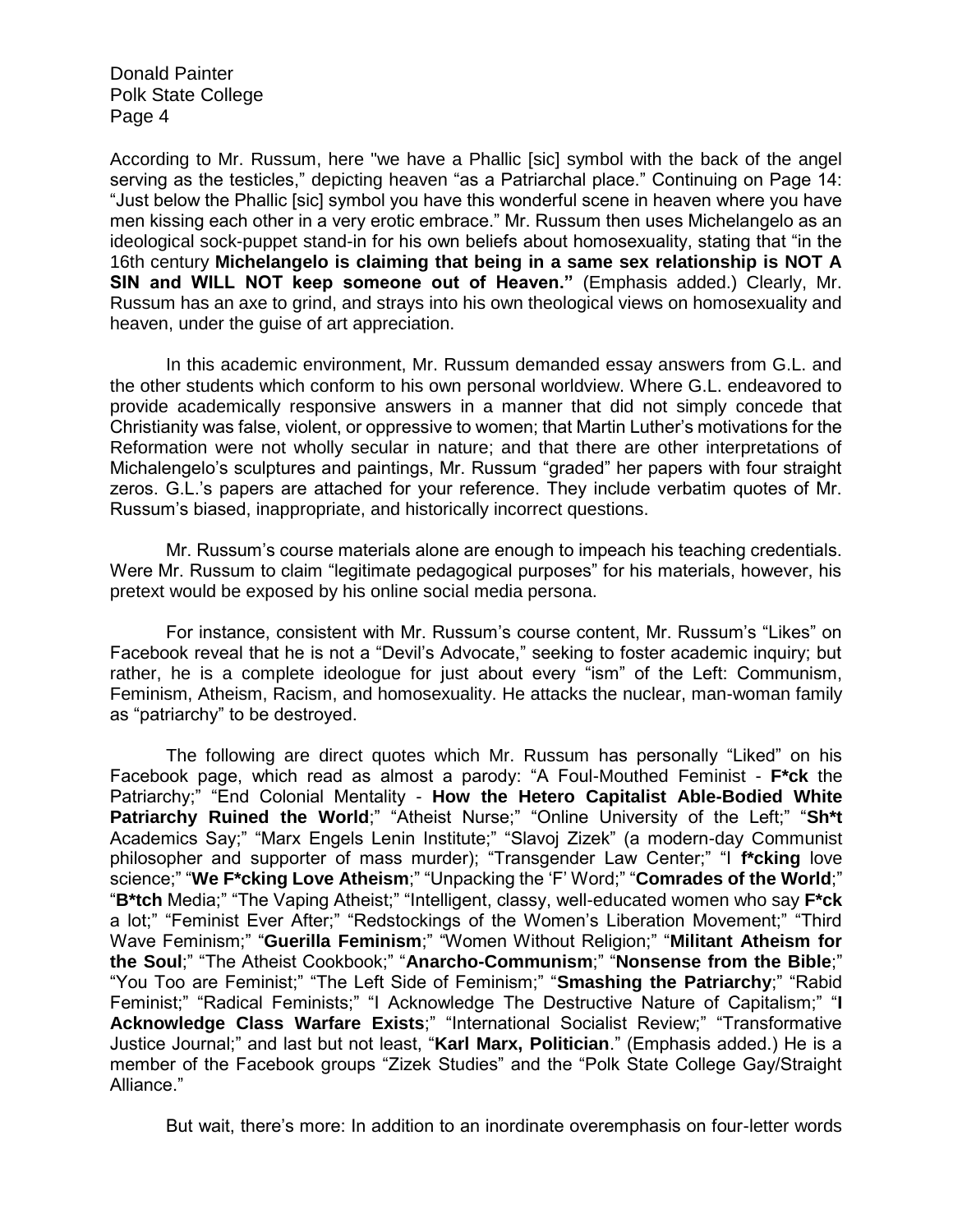According to Mr. Russum, here "we have a Phallic [sic] symbol with the back of the angel serving as the testicles," depicting heaven "as a Patriarchal place." Continuing on Page 14: "Just below the Phallic [sic] symbol you have this wonderful scene in heaven where you have men kissing each other in a very erotic embrace." Mr. Russum then uses Michelangelo as an ideological sock-puppet stand-in for his own beliefs about homosexuality, stating that "in the 16th century **Michelangelo is claiming that being in a same sex relationship is NOT A SIN and WILL NOT keep someone out of Heaven."** (Emphasis added.) Clearly, Mr. Russum has an axe to grind, and strays into his own theological views on homosexuality and heaven, under the guise of art appreciation.

In this academic environment, Mr. Russum demanded essay answers from G.L. and the other students which conform to his own personal worldview. Where G.L. endeavored to provide academically responsive answers in a manner that did not simply concede that Christianity was false, violent, or oppressive to women; that Martin Luther's motivations for the Reformation were not wholly secular in nature; and that there are other interpretations of Michalengelo's sculptures and paintings, Mr. Russum "graded" her papers with four straight zeros. G.L.'s papers are attached for your reference. They include verbatim quotes of Mr. Russum's biased, inappropriate, and historically incorrect questions.

Mr. Russum's course materials alone are enough to impeach his teaching credentials. Were Mr. Russum to claim "legitimate pedagogical purposes" for his materials, however, his pretext would be exposed by his online social media persona.

For instance, consistent with Mr. Russum's course content, Mr. Russum's "Likes" on Facebook reveal that he is not a "Devil's Advocate," seeking to foster academic inquiry; but rather, he is a complete ideologue for just about every "ism" of the Left: Communism, Feminism, Atheism, Racism, and homosexuality. He attacks the nuclear, man-woman family as "patriarchy" to be destroyed.

The following are direct quotes which Mr. Russum has personally "Liked" on his Facebook page, which read as almost a parody: "A Foul-Mouthed Feminist - **F*ck** the Patriarchy;" "End Colonial Mentality - **How the Hetero Capitalist Able-Bodied White Patriarchy Ruined the World**;" "Atheist Nurse;" "Online University of the Left;" "**Sh*t** Academics Say;" "Marx Engels Lenin Institute;" "Slavoj Zizek" (a modern-day Communist philosopher and supporter of mass murder); "Transgender Law Center;" "I **f*cking** love science;" "**We F*cking Love Atheism**;" "Unpacking the 'F' Word;" "**Comrades of the World**;" "**B*tch** Media;" "The Vaping Atheist;" "Intelligent, classy, well-educated women who say **F*ck** a lot;" "Feminist Ever After;" "Redstockings of the Women's Liberation Movement;" "Third Wave Feminism;" "**Guerilla Feminism**;" "Women Without Religion;" "**Militant Atheism for the Soul**;" "The Atheist Cookbook;" "**Anarcho-Communism**;" "**Nonsense from the Bible**;" "You Too are Feminist;" "The Left Side of Feminism;" "**Smashing the Patriarchy**;" "Rabid Feminist;" "Radical Feminists;" "I Acknowledge The Destructive Nature of Capitalism;" "**I Acknowledge Class Warfare Exists**;" "International Socialist Review;" "Transformative Justice Journal;" and last but not least, "**Karl Marx, Politician**." (Emphasis added.) He is a member of the Facebook groups "Zizek Studies" and the "Polk State College Gay/Straight Alliance."

But wait, there's more: In addition to an inordinate overemphasis on four-letter words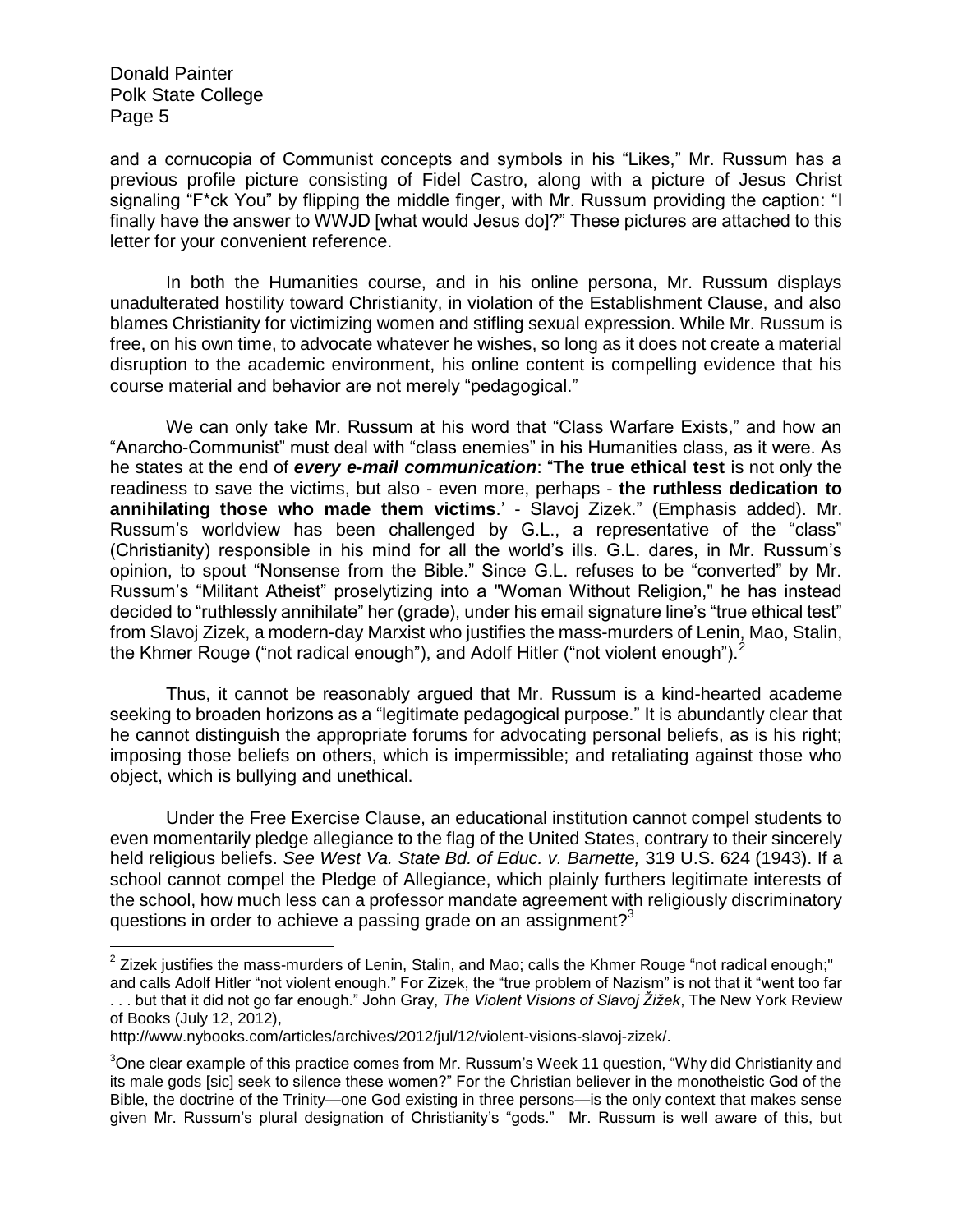and a cornucopia of Communist concepts and symbols in his "Likes," Mr. Russum has a previous profile picture consisting of Fidel Castro, along with a picture of Jesus Christ signaling "F*ck You" by flipping the middle finger, with Mr. Russum providing the caption: "I finally have the answer to WWJD [what would Jesus do]?" These pictures are attached to this letter for your convenient reference.

In both the Humanities course, and in his online persona, Mr. Russum displays unadulterated hostility toward Christianity, in violation of the Establishment Clause, and also blames Christianity for victimizing women and stifling sexual expression. While Mr. Russum is free, on his own time, to advocate whatever he wishes, so long as it does not create a material disruption to the academic environment, his online content is compelling evidence that his course material and behavior are not merely "pedagogical."

We can only take Mr. Russum at his word that "Class Warfare Exists," and how an "Anarcho-Communist" must deal with "class enemies" in his Humanities class, as it were. As he states at the end of ***every e-mail communication***: "**The true ethical test** is not only the readiness to save the victims, but also - even more, perhaps - **the ruthless dedication to annihilating those who made them victims**.' - Slavoj Zizek." (Emphasis added). Mr. Russum's worldview has been challenged by G.L., a representative of the "class" (Christianity) responsible in his mind for all the world's ills. G.L. dares, in Mr. Russum's opinion, to spout "Nonsense from the Bible." Since G.L. refuses to be "converted" by Mr. Russum's "Militant Atheist" proselytizing into a "Woman Without Religion," he has instead decided to "ruthlessly annihilate" her (grade), under his email signature line's "true ethical test" from Slavoj Zizek, a modern-day Marxist who justifies the mass-murders of Lenin, Mao, Stalin, the Khmer Rouge ("not radical enough"), and Adolf Hitler ("not violent enough").[2]

Thus, it cannot be reasonably argued that Mr. Russum is a kind-hearted academe seeking to broaden horizons as a "legitimate pedagogical purpose." It is abundantly clear that he cannot distinguish the appropriate forums for advocating personal beliefs, as is his right; imposing those beliefs on others, which is impermissible; and retaliating against those who object, which is bullying and unethical.

Under the Free Exercise Clause, an educational institution cannot compel students to even momentarily pledge allegiance to the flag of the United States, contrary to their sincerely held religious beliefs. *See West Va. State Bd. of Educ. v. Barnette,* 319 U.S. 624 (1943). If a school cannot compel the Pledge of Allegiance, which plainly furthers legitimate interests of the school, how much less can a professor mandate agreement with religiously discriminatory questions in order to achieve a passing grade on an assignment?[3]

---

[2] Zizek justifies the mass-murders of Lenin, Stalin, and Mao; calls the Khmer Rouge "not radical enough;" and calls Adolf Hitler "not violent enough." For Zizek, the "true problem of Nazism" is not that it "went too far . . . but that it did not go far enough." John Gray, *The Violent Visions of Slavoj Žižek*, The New York Review of Books (July 12, 2012), http://www.nybooks.com/articles/archives/2012/jul/12/violent-visions-slavoj-zizek/.

[3] One clear example of this practice comes from Mr. Russum's Week 11 question, "Why did Christianity and its male gods [sic] seek to silence these women?" For the Christian believer in the monotheistic God of the Bible, the doctrine of the Trinity—one God existing in three persons—is the only context that makes sense given Mr. Russum's plural designation of Christianity's "gods." Mr. Russum is well aware of this, but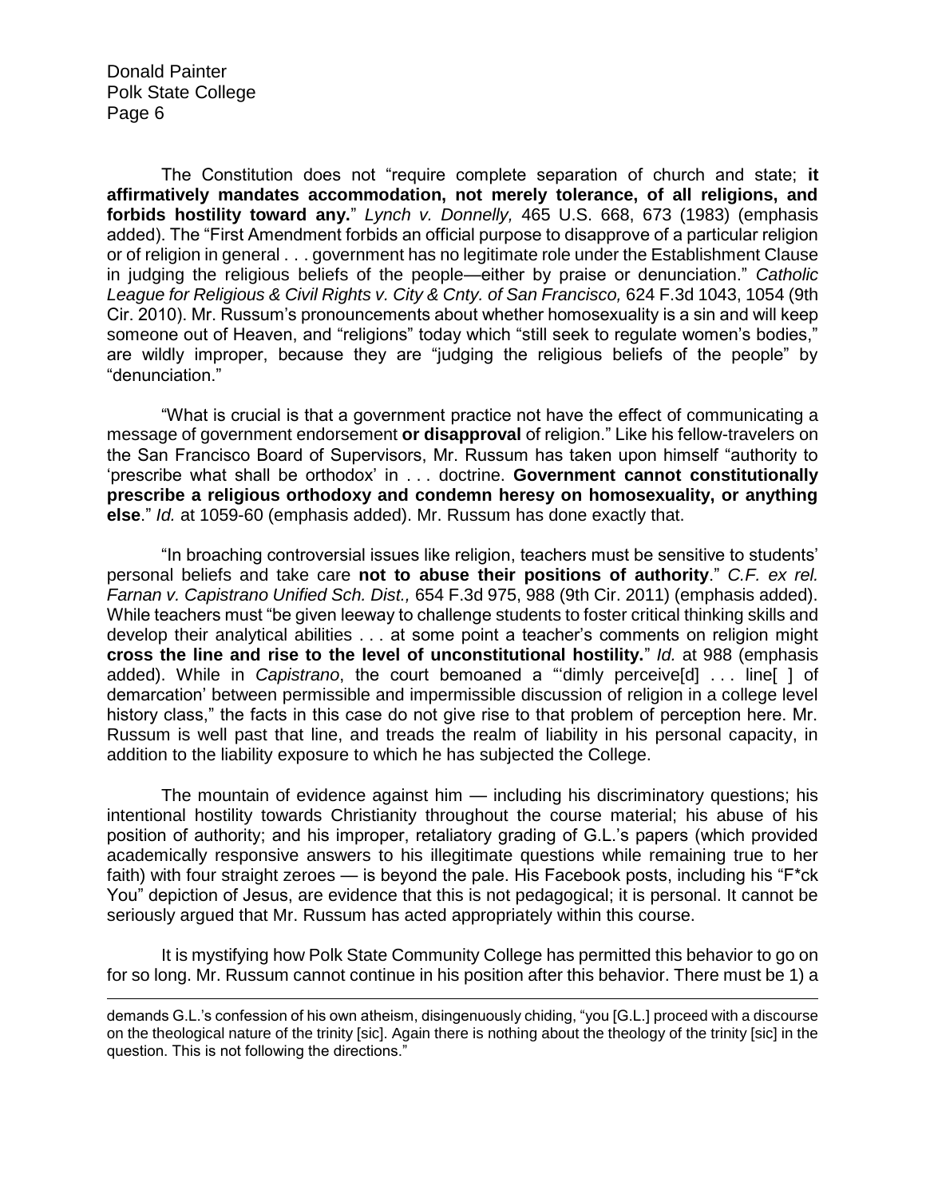The Constitution does not "require complete separation of church and state; **it affirmatively mandates accommodation, not merely tolerance, of all religions, and forbids hostility toward any.**" *Lynch v. Donnelly,* 465 U.S. 668, 673 (1983) (emphasis added). The "First Amendment forbids an official purpose to disapprove of a particular religion or of religion in general . . . government has no legitimate role under the Establishment Clause in judging the religious beliefs of the people—either by praise or denunciation." *Catholic League for Religious & Civil Rights v. City & Cnty. of San Francisco,* 624 F.3d 1043, 1054 (9th Cir. 2010). Mr. Russum's pronouncements about whether homosexuality is a sin and will keep someone out of Heaven, and "religions" today which "still seek to regulate women's bodies," are wildly improper, because they are "judging the religious beliefs of the people" by "denunciation."

"What is crucial is that a government practice not have the effect of communicating a message of government endorsement **or disapproval** of religion." Like his fellow-travelers on the San Francisco Board of Supervisors, Mr. Russum has taken upon himself "authority to 'prescribe what shall be orthodox' in . . . doctrine. **Government cannot constitutionally prescribe a religious orthodoxy and condemn heresy on homosexuality, or anything else**." *Id.* at 1059-60 (emphasis added). Mr. Russum has done exactly that.

"In broaching controversial issues like religion, teachers must be sensitive to students' personal beliefs and take care **not to abuse their positions of authority**." *C.F. ex rel. Farnan v. Capistrano Unified Sch. Dist.,* 654 F.3d 975, 988 (9th Cir. 2011) (emphasis added). While teachers must "be given leeway to challenge students to foster critical thinking skills and develop their analytical abilities . . . at some point a teacher's comments on religion might **cross the line and rise to the level of unconstitutional hostility.**" *Id.* at 988 (emphasis added). While in *Capistrano*, the court bemoaned a "'dimly perceive[d] . . . line[ ] of demarcation' between permissible and impermissible discussion of religion in a college level history class," the facts in this case do not give rise to that problem of perception here. Mr. Russum is well past that line, and treads the realm of liability in his personal capacity, in addition to the liability exposure to which he has subjected the College.

The mountain of evidence against him — including his discriminatory questions; his intentional hostility towards Christianity throughout the course material; his abuse of his position of authority; and his improper, retaliatory grading of G.L.'s papers (which provided academically responsive answers to his illegitimate questions while remaining true to her faith) with four straight zeroes — is beyond the pale. His Facebook posts, including his "F*ck You" depiction of Jesus, are evidence that this is not pedagogical; it is personal. It cannot be seriously argued that Mr. Russum has acted appropriately within this course.

It is mystifying how Polk State Community College has permitted this behavior to go on for so long. Mr. Russum cannot continue in his position after this behavior. There must be 1) a

---

demands G.L.'s confession of his own atheism, disingenuously chiding, "you [G.L.] proceed with a discourse on the theological nature of the trinity [sic]. Again there is nothing about the theology of the trinity [sic] in the question. This is not following the directions."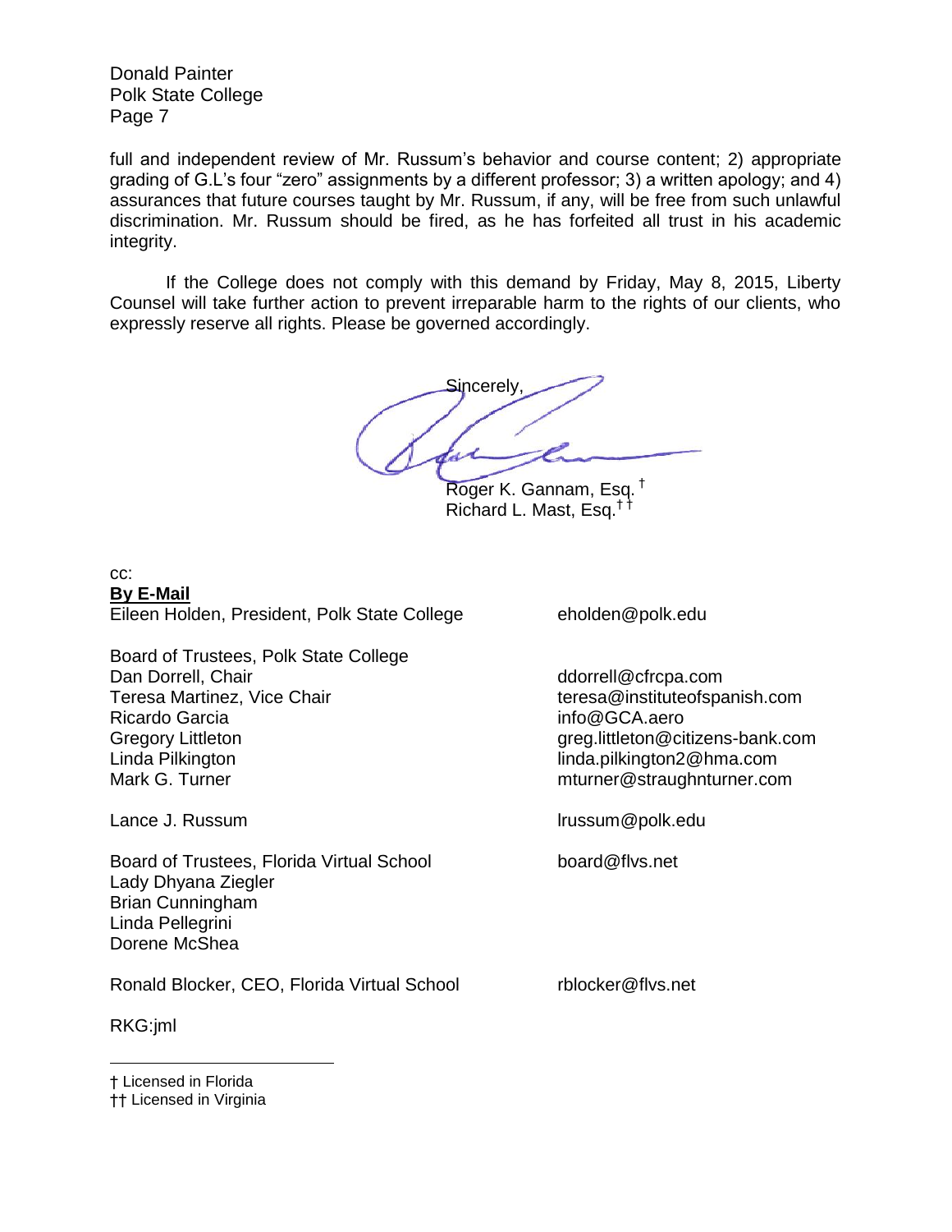full and independent review of Mr. Russum's behavior and course content; 2) appropriate grading of G.L's four "zero" assignments by a different professor; 3) a written apology; and 4) assurances that future courses taught by Mr. Russum, if any, will be free from such unlawful discrimination. Mr. Russum should be fired, as he has forfeited all trust in his academic integrity.

If the College does not comply with this demand by Friday, May 8, 2015, Liberty Counsel will take further action to prevent irreparable harm to the rights of our clients, who expressly reserve all rights. Please be governed accordingly.

Sincerely,

Roger K. Gannam, Esq. †
Richard L. Mast, Esq.††

cc:
**By E-Mail**

| | |
|---|---|
| Eileen Holden, President, Polk State College | eholden@polk.edu |
| Board of Trustees, Polk State College | |
| Dan Dorrell, Chair | ddorrell@cfrcpa.com |
| Teresa Martinez, Vice Chair | teresa@instituteofspanish.com |
| Ricardo Garcia | info@GCA.aero |
| Gregory Littleton | greg.littleton@citizens-bank.com |
| Linda Pilkington | linda.pilkington2@hma.com |
| Mark G. Turner | mturner@straughnturner.com |
| Lance J. Russum | lrussum@polk.edu |
| Board of Trustees, Florida Virtual School | board@flvs.net |
| Lady Dhyana Ziegler | |
| Brian Cunningham | |
| Linda Pellegrini | |
| Dorene McShea | |
| Ronald Blocker, CEO, Florida Virtual School | rblocker@flvs.net |

RKG:jml

† Licensed in Florida
†† Licensed in Virginia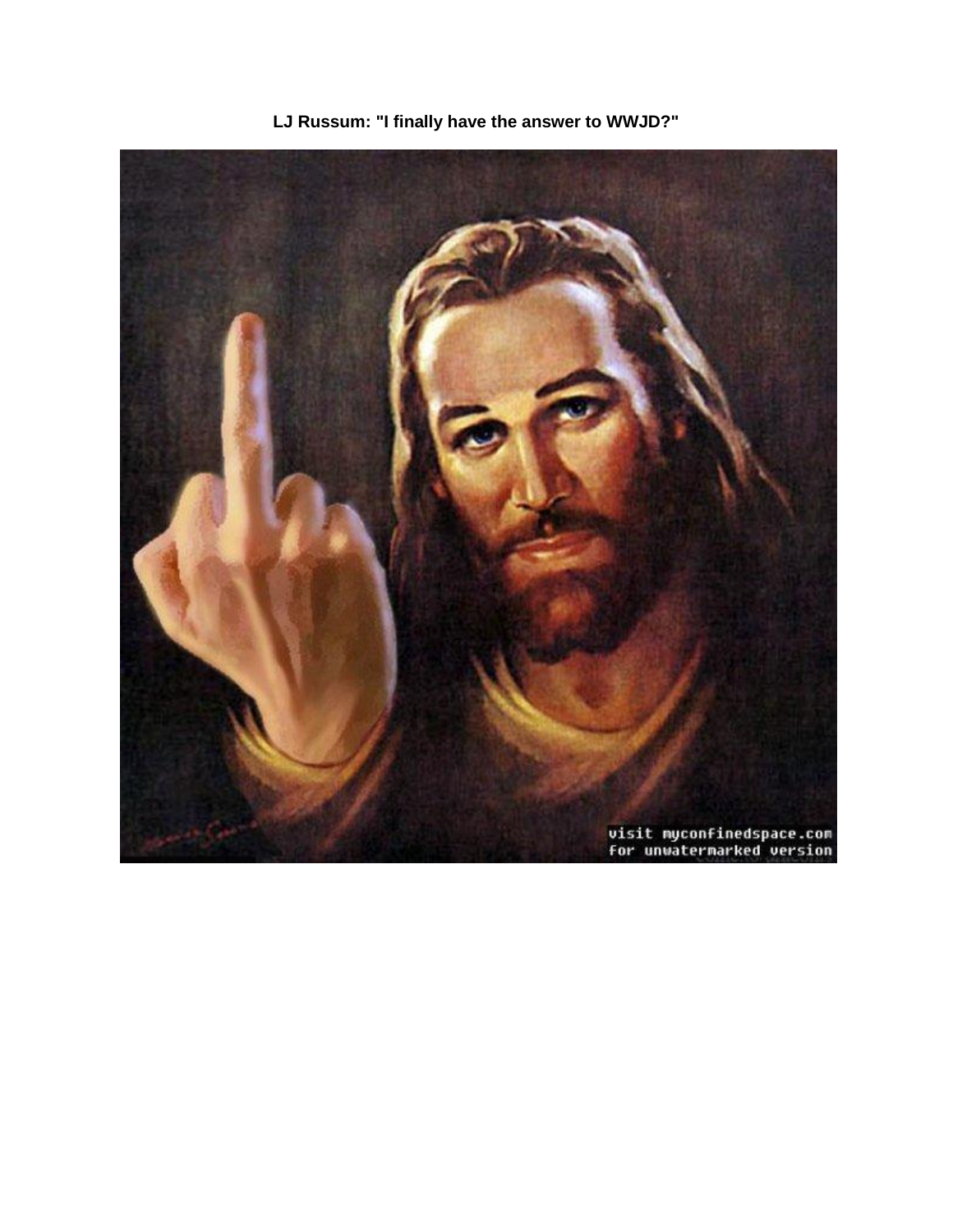**LJ Russum: "I finally have the answer to WWJD?"**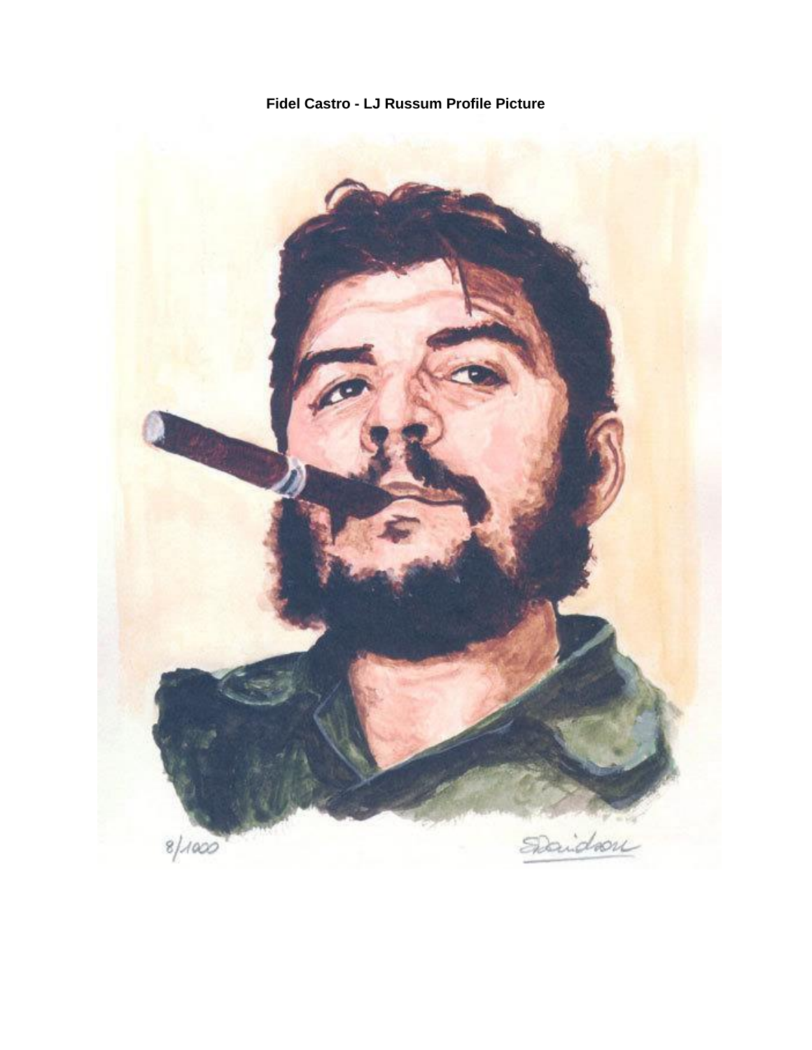**Fidel Castro - LJ Russum Profile Picture**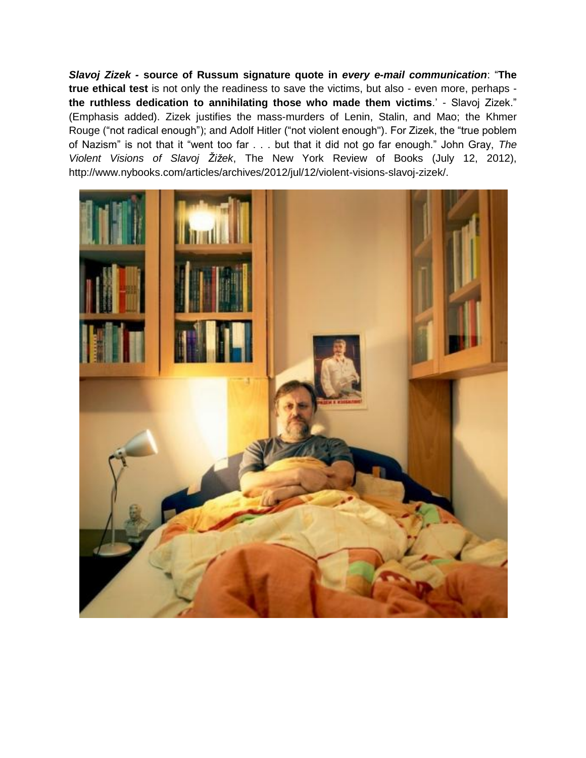***Slavoj Zizek* - source of Russum signature quote in *every e-mail communication***: "**The true ethical test** is not only the readiness to save the victims, but also - even more, perhaps - **the ruthless dedication to annihilating those who made them victims**.' - Slavoj Zizek." (Emphasis added). Zizek justifies the mass-murders of Lenin, Stalin, and Mao; the Khmer Rouge ("not radical enough"); and Adolf Hitler ("not violent enough"). For Zizek, the "true poblem of Nazism" is not that it "went too far . . . but that it did not go far enough." John Gray, *The Violent Visions of Slavoj Žižek*, The New York Review of Books (July 12, 2012), http://www.nybooks.com/articles/archives/2012/jul/12/violent-visions-slavoj-zizek/.